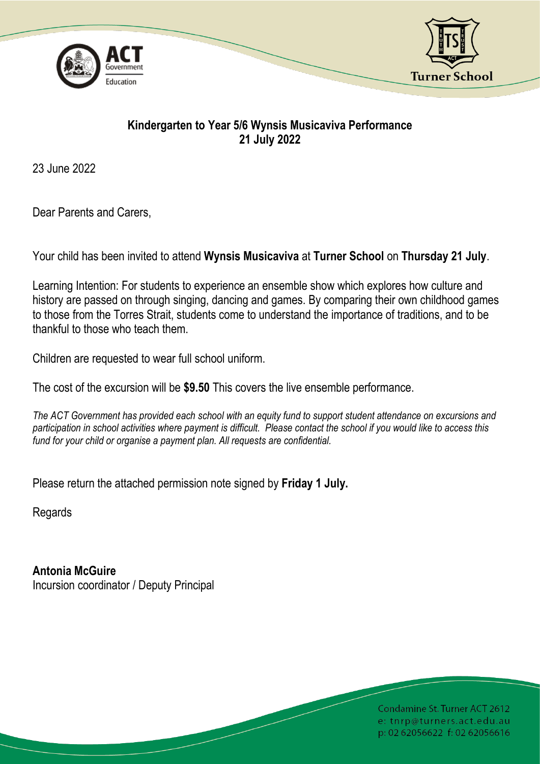## Kindergarten to Year 5/6 Wynsis Musicaviva Performance
## 21 July 2022

23 June 2022

Dear Parents and Carers,

Your child has been invited to attend **Wynsis Musicaviva** at **Turner School** on **Thursday 21 July**.

Learning Intention: For students to experience an ensemble show which explores how culture and history are passed on through singing, dancing and games. By comparing their own childhood games to those from the Torres Strait, students come to understand the importance of traditions, and to be thankful to those who teach them.

Children are requested to wear full school uniform.

The cost of the excursion will be **$9.50** This covers the live ensemble performance.

*The ACT Government has provided each school with an equity fund to support student attendance on excursions and participation in school activities where payment is difficult. Please contact the school if you would like to access this fund for your child or organise a payment plan. All requests are confidential.*

Please return the attached permission note signed by **Friday 1 July.**

Regards

**Antonia McGuire**
Incursion coordinator / Deputy Principal

Condamine St. Turner ACT 2612
e: tnrp@turners.act.edu.au
p: 02 62056622 f: 02 62056616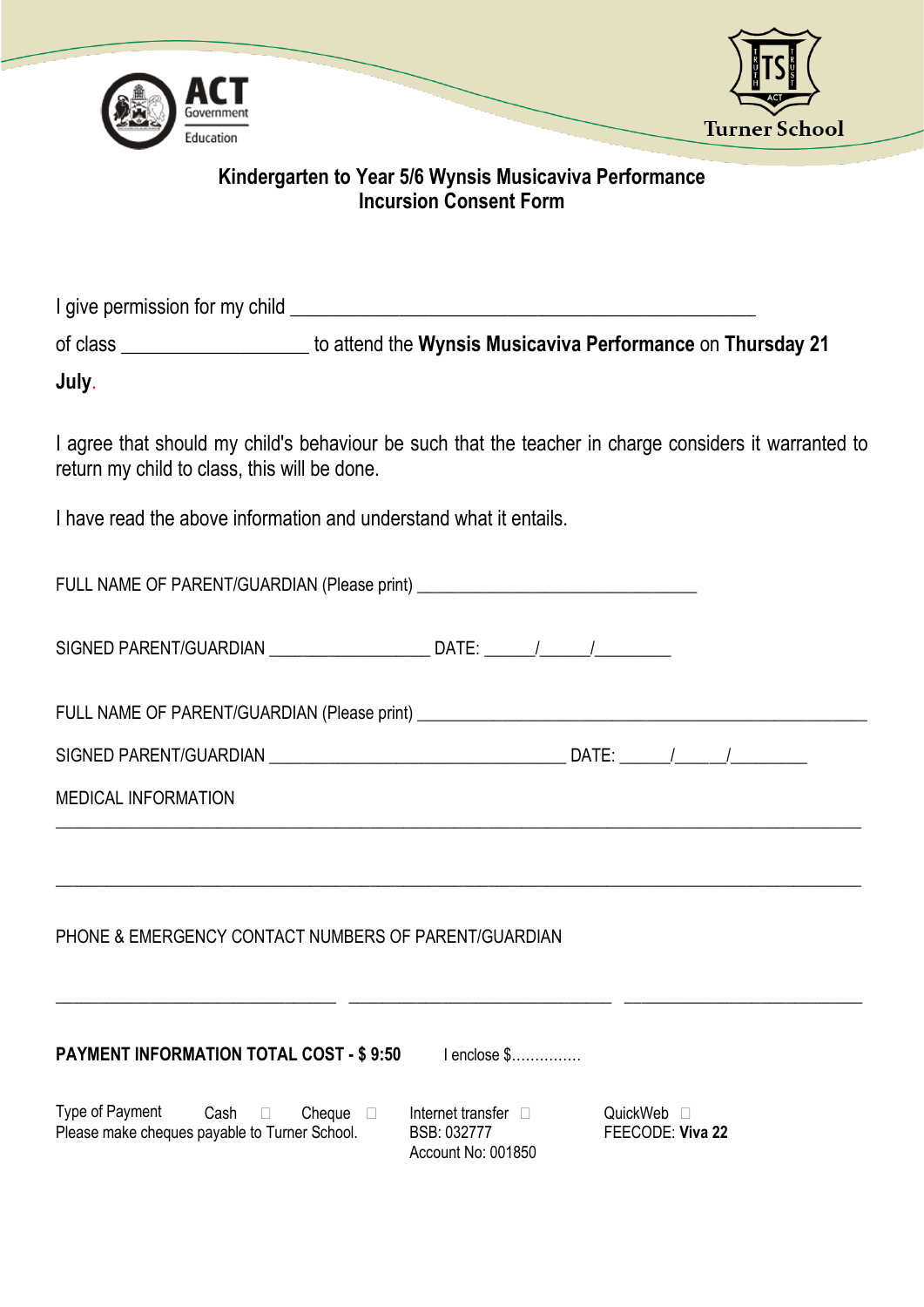ACT Government Education

Turner School

## Kindergarten to Year 5/6 Wynsis Musicaviva Performance
## Incursion Consent Form

I give permission for my child ______________________________________________

of class __________________ to attend the **Wynsis Musicaviva Performance** on **Thursday 21 July**.

I agree that should my child's behaviour be such that the teacher in charge considers it warranted to return my child to class, this will be done.

I have read the above information and understand what it entails.

FULL NAME OF PARENT/GUARDIAN (Please print) _______________________________

SIGNED PARENT/GUARDIAN __________________ DATE: ______/______/_________

FULL NAME OF PARENT/GUARDIAN (Please print) ____________________________________________________

SIGNED PARENT/GUARDIAN _________________________________ DATE: ______/______/_________

MEDICAL INFORMATION

______________________________________________________________________________________

______________________________________________________________________________________

PHONE & EMERGENCY CONTACT NUMBERS OF PARENT/GUARDIAN

______________________________ ____________________________ __________________________

**PAYMENT INFORMATION TOTAL COST - $ 9:50** I enclose $……………

Type of Payment Cash ☐ Cheque ☐ Internet transfer ☐ QuickWeb ☐

Please make cheques payable to Turner School.

Internet transfer: BSB: 032777, Account No: 001850

QuickWeb: FEECODE: **Viva 22**